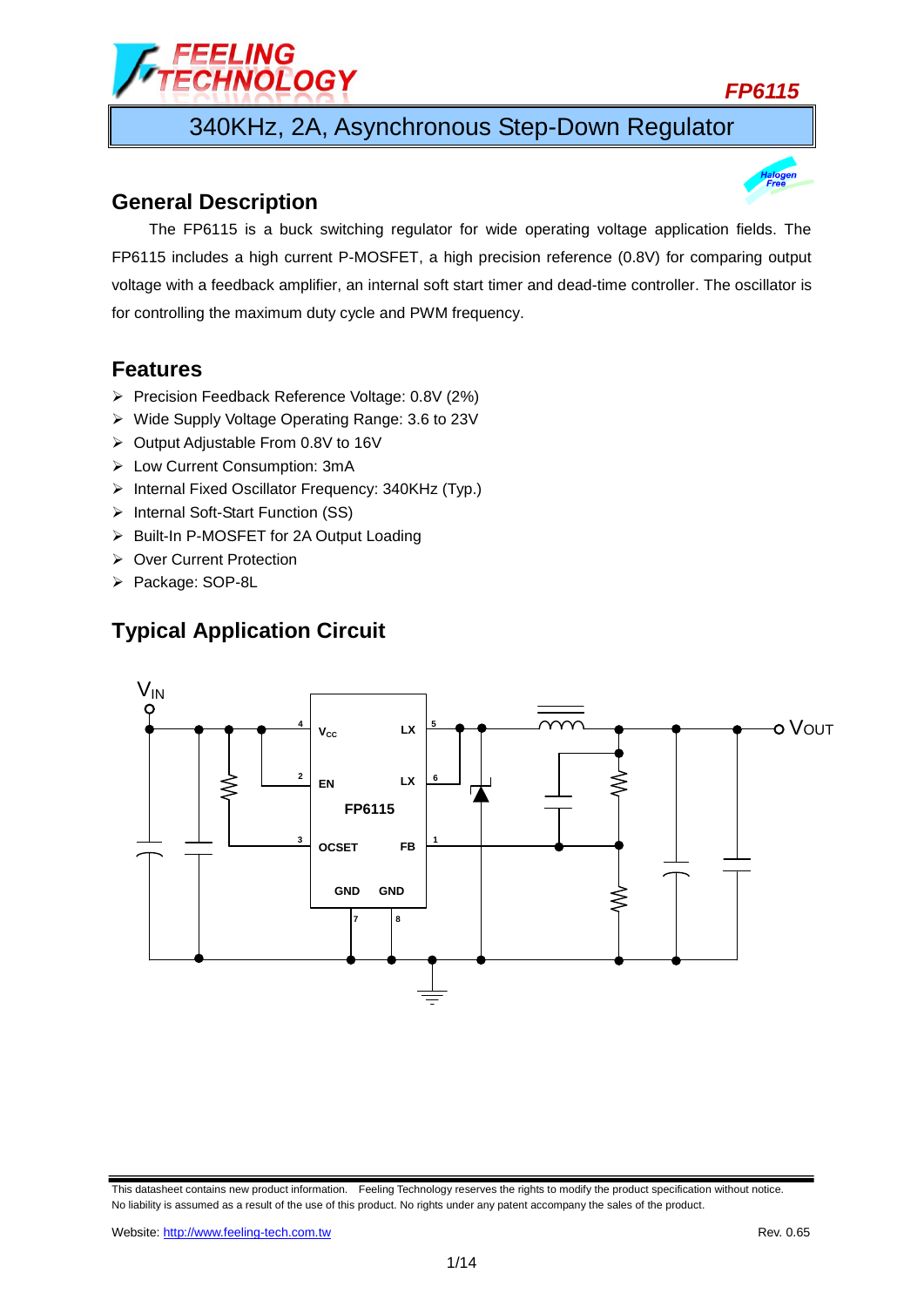# FP6115

## 340KHz, 2A, Asynchronous Step-Down Regulator

### General Description

The FP6115 is a buck switching regulator for wide operating voltage application fields. The FP6115 includes a high current P-MOSFET, a high precision reference (0.8V) for comparing output voltage with a feedback amplifier, an internal soft start timer and dead-time controller. The oscillator is for controlling the maximum duty cycle and PWM frequency.

### Features

- Precision Feedback Reference Voltage: 0.8V (2%)
- Wide Supply Voltage Operating Range: 3.6 to 23V
- Output Adjustable From 0.8V to 16V
- Low Current Consumption: 3mA
- Internal Fixed Oscillator Frequency: 340KHz (Typ.)
- Internal Soft-Start Function (SS)
- Built-In P-MOSFET for 2A Output Loading
- Over Current Protection
- Package: SOP-8L

### Typical Application Circuit

This datasheet contains new product information. Feeling Technology reserves the rights to modify the product specification without notice. No liability is assumed as a result of the use of this product. No rights under any patent accompany the sales of the product.

Website: http://www.feeling-tech.com.tw

Rev. 0.65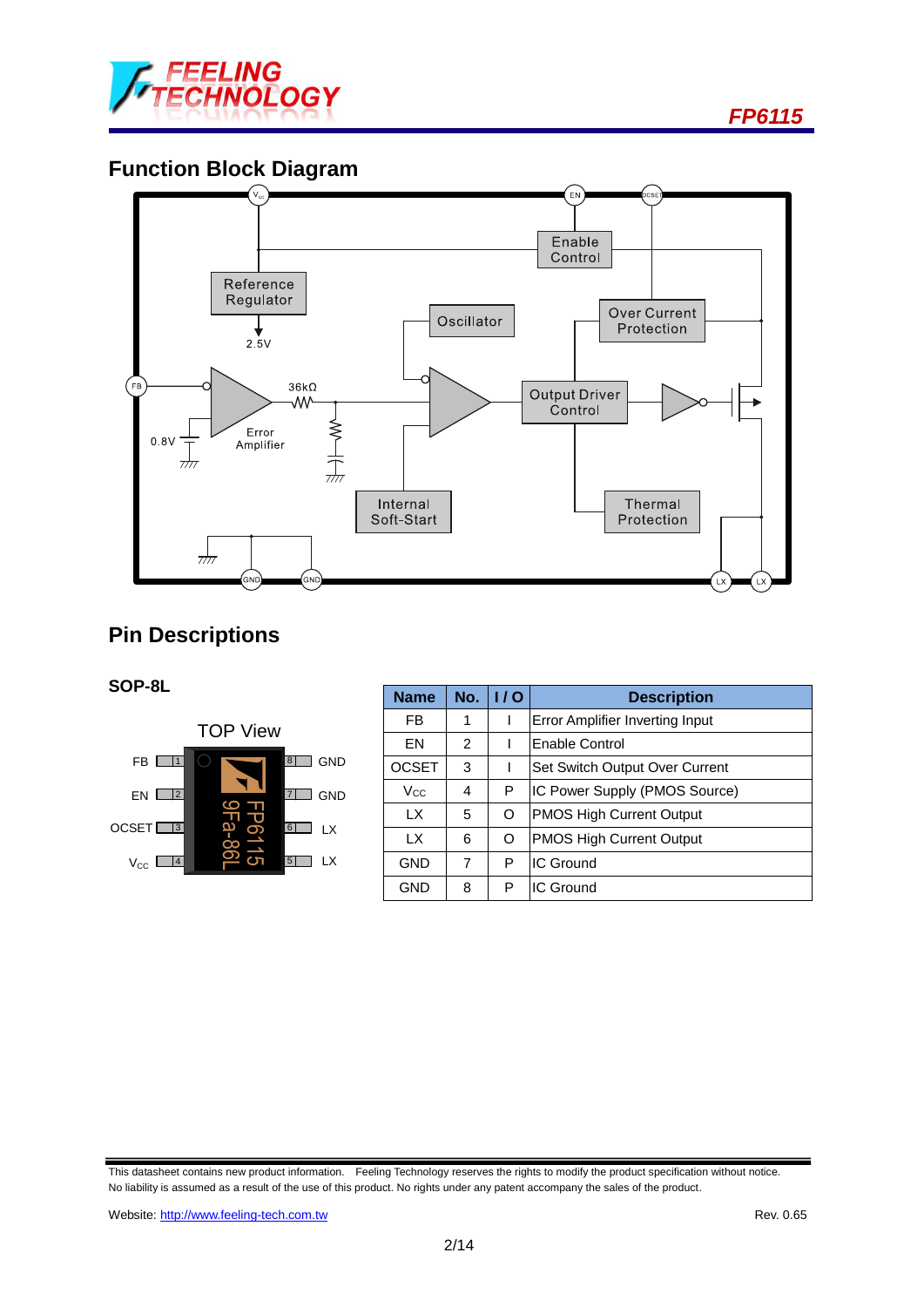## Function Block Diagram

## Pin Descriptions

### SOP-8L

| Name | No. | I / O | Description |
|---|---|---|---|
| FB | 1 | I | Error Amplifier Inverting Input |
| EN | 2 | I | Enable Control |
| OCSET | 3 | I | Set Switch Output Over Current |
| $V_{CC}$ | 4 | P | IC Power Supply (PMOS Source) |
| LX | 5 | O | PMOS High Current Output |
| LX | 6 | O | PMOS High Current Output |
| GND | 7 | P | IC Ground |
| GND | 8 | P | IC Ground |

This datasheet contains new product information. Feeling Technology reserves the rights to modify the product specification without notice. No liability is assumed as a result of the use of this product. No rights under any patent accompany the sales of the product.

Website: http://www.feeling-tech.com.tw Rev. 0.65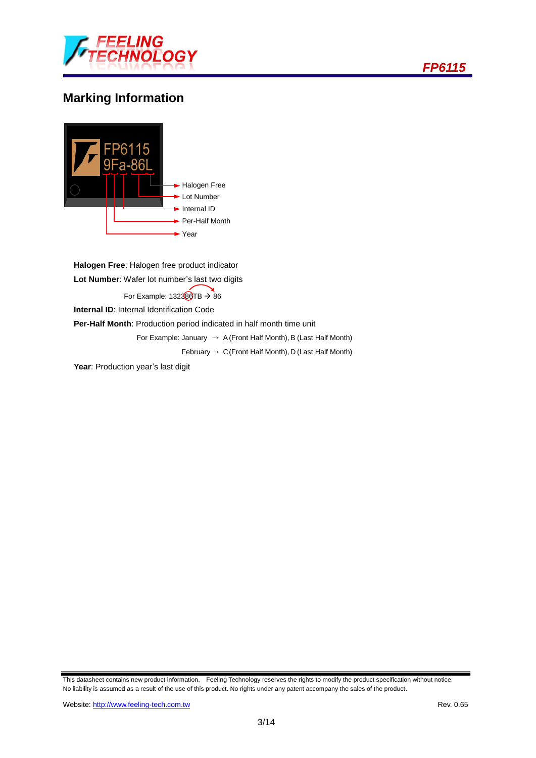## Marking Information

FP6115
9Fa-86L

- Halogen Free
- Lot Number
- Internal ID
- Per-Half Month
- Year

**Halogen Free**: Halogen free product indicator

**Lot Number**: Wafer lot number's last two digits

For Example: 132386TB → 86

**Internal ID**: Internal Identification Code

**Per-Half Month**: Production period indicated in half month time unit

For Example: January → A (Front Half Month), B (Last Half Month)

February → C (Front Half Month), D (Last Half Month)

**Year**: Production year's last digit

This datasheet contains new product information. Feeling Technology reserves the rights to modify the product specification without notice. No liability is assumed as a result of the use of this product. No rights under any patent accompany the sales of the product.

Website: http://www.feeling-tech.com.tw Rev. 0.65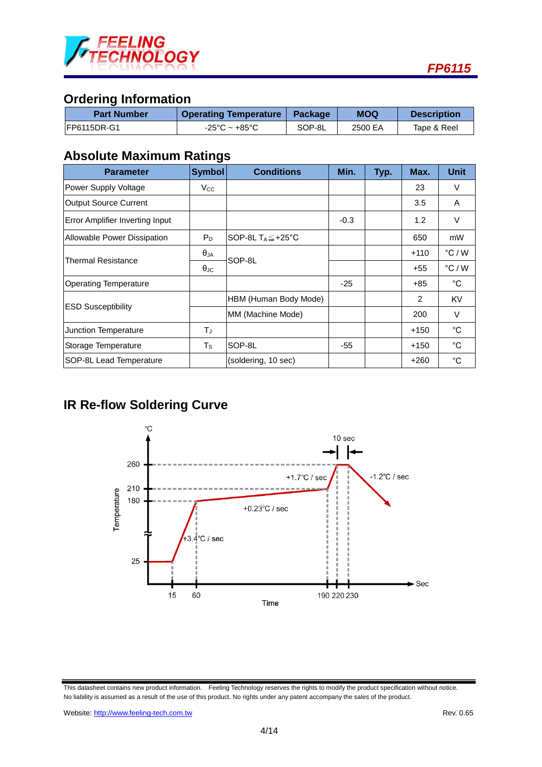## Ordering Information

| Part Number | Operating Temperature | Package | MOQ | Description |
|---|---|---|---|---|
| FP6115DR-G1 | -25°C ~ +85°C | SOP-8L | 2500 EA | Tape & Reel |

## Absolute Maximum Ratings

| Parameter | Symbol | Conditions | Min. | Typ. | Max. | Unit |
|---|---|---|---|---|---|---|
| Power Supply Voltage | $V_{CC}$ | | | | 23 | V |
| Output Source Current | | | | | 3.5 | A |
| Error Amplifier Inverting Input | | | -0.3 | | 1.2 | V |
| Allowable Power Dissipation | $P_D$ | SOP-8L $T_A \leqq +25°C$ | | | 650 | mW |
| Thermal Resistance | $\theta_{JA}$ | SOP-8L | | | +110 | °C / W |
| | $\theta_{JC}$ | | | | +55 | °C / W |
| Operating Temperature | | | -25 | | +85 | °C |
| ESD Susceptibility | | HBM (Human Body Mode) | | | 2 | KV |
| | | MM (Machine Mode) | | | 200 | V |
| Junction Temperature | $T_J$ | | | | +150 | °C |
| Storage Temperature | $T_S$ | SOP-8L | -55 | | +150 | °C |
| SOP-8L Lead Temperature | | (soldering, 10 sec) | | | +260 | °C |

## IR Re-flow Soldering Curve

Temperature (°C) vs. Time (Sec): 25 °C until 15 sec; +3.4°C / sec to 180 °C at 60 sec; +0.23°C / sec to 210 °C at 190 sec; +1.7°C / sec to 260 °C at 220 sec; hold 10 sec at 260 °C until 230 sec; then -1.2°C / sec.

This datasheet contains new product information. Feeling Technology reserves the rights to modify the product specification without notice. No liability is assumed as a result of the use of this product. No rights under any patent accompany the sales of the product.

Website: http://www.feeling-tech.com.tw Rev. 0.65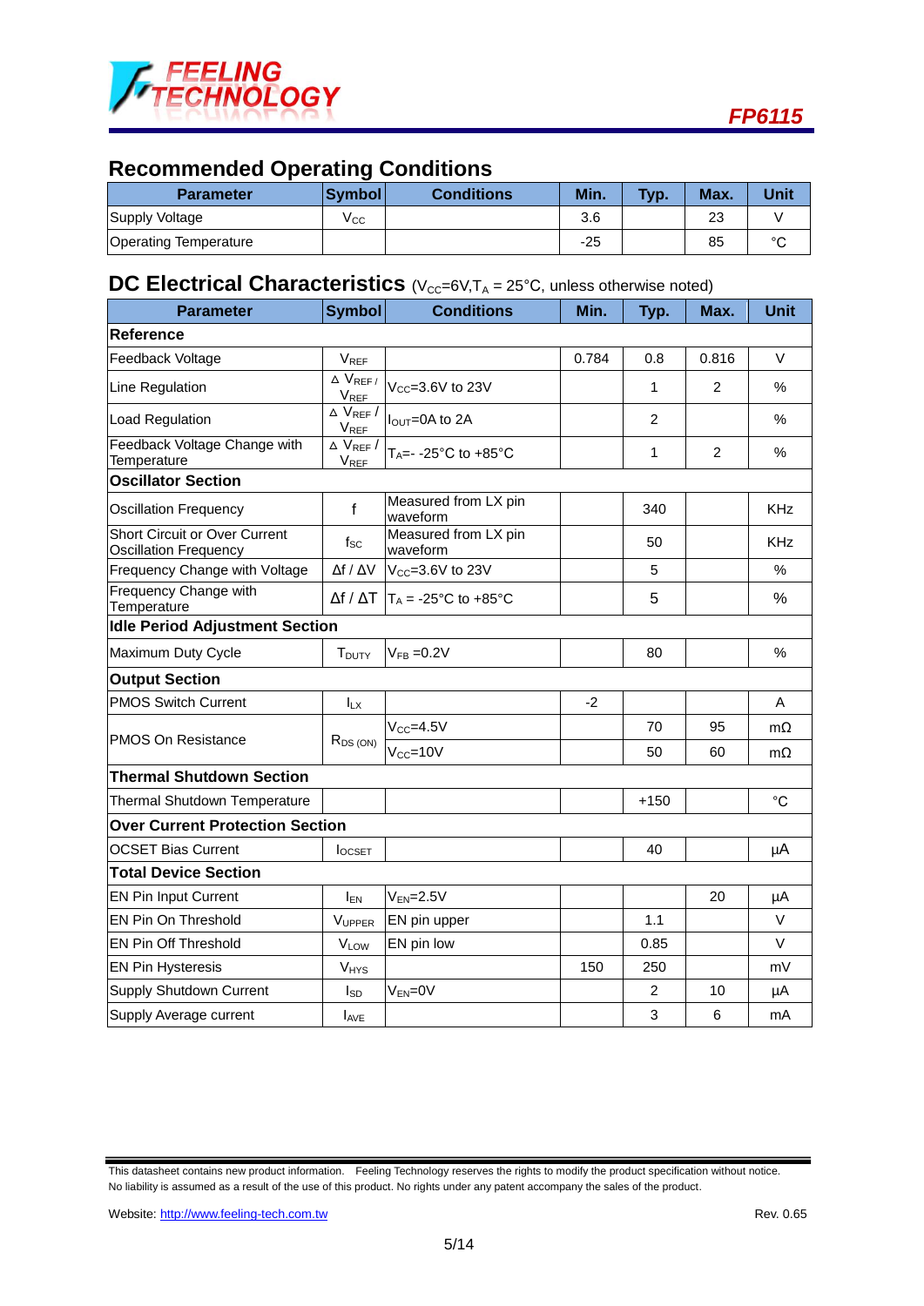## Recommended Operating Conditions

| Parameter | Symbol | Conditions | Min. | Typ. | Max. | Unit |
|---|---|---|---|---|---|---|
| Supply Voltage | $V_{CC}$ | | 3.6 | | 23 | V |
| Operating Temperature | | | -25 | | 85 | °C |

## DC Electrical Characteristics ($V_{CC}$=6V, $T_A$ = 25°C, unless otherwise noted)

| Parameter | Symbol | Conditions | Min. | Typ. | Max. | Unit |
|---|---|---|---|---|---|---|
| **Reference** | | | | | | |
| Feedback Voltage | $V_{REF}$ | | 0.784 | 0.8 | 0.816 | V |
| Line Regulation | $\Delta V_{REF} / V_{REF}$ | $V_{CC}$=3.6V to 23V | | 1 | 2 | % |
| Load Regulation | $\Delta V_{REF} / V_{REF}$ | $I_{OUT}$=0A to 2A | | 2 | | % |
| Feedback Voltage Change with Temperature | $\Delta V_{REF} / V_{REF}$ | $T_A$=- -25°C to +85°C | | 1 | 2 | % |
| **Oscillator Section** | | | | | | |
| Oscillation Frequency | f | Measured from LX pin waveform | | 340 | | KHz |
| Short Circuit or Over Current Oscillation Frequency | $f_{SC}$ | Measured from LX pin waveform | | 50 | | KHz |
| Frequency Change with Voltage | $\Delta f / \Delta V$ | $V_{CC}$=3.6V to 23V | | 5 | | % |
| Frequency Change with Temperature | $\Delta f / \Delta T$ | $T_A$ = -25°C to +85°C | | 5 | | % |
| **Idle Period Adjustment Section** | | | | | | |
| Maximum Duty Cycle | $T_{DUTY}$ | $V_{FB}$ =0.2V | | 80 | | % |
| **Output Section** | | | | | | |
| PMOS Switch Current | $I_{LX}$ | | -2 | | | A |
| PMOS On Resistance | $R_{DS\ (ON)}$ | $V_{CC}$=4.5V | | 70 | 95 | mΩ |
| | | $V_{CC}$=10V | | 50 | 60 | mΩ |
| **Thermal Shutdown Section** | | | | | | |
| Thermal Shutdown Temperature | | | | +150 | | °C |
| **Over Current Protection Section** | | | | | | |
| OCSET Bias Current | $I_{OCSET}$ | | | 40 | | µA |
| **Total Device Section** | | | | | | |
| EN Pin Input Current | $I_{EN}$ | $V_{EN}$=2.5V | | | 20 | µA |
| EN Pin On Threshold | $V_{UPPER}$ | EN pin upper | | 1.1 | | V |
| EN Pin Off Threshold | $V_{LOW}$ | EN pin low | | 0.85 | | V |
| EN Pin Hysteresis | $V_{HYS}$ | | 150 | 250 | | mV |
| Supply Shutdown Current | $I_{SD}$ | $V_{EN}$=0V | | 2 | 10 | µA |
| Supply Average current | $I_{AVE}$ | | | 3 | 6 | mA |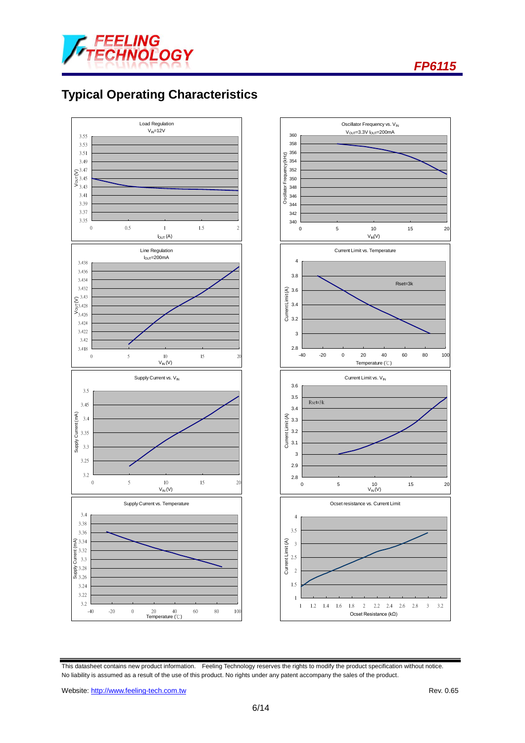## Typical Operating Characteristics

Load Regulation
$V_{IN}$=12V

$V_{OUT}$(V) vs $I_{OUT}$ (A)

Oscillator Frequency vs. $V_{IN}$
$V_{OUT}$=3.3V $I_{OUT}$=200mA

Oscillator Frequency(kHz) vs $V_{IN}$(V)

Line Regulation
$I_{OUT}$=200mA

$V_{OUT}$(V) vs $V_{IN}$ (V)

Current Limit vs. Temperature

Rset=3k

Current Limit(A) vs Temperature (℃)

Supply Current vs. $V_{IN}$

Supply Current (mA) vs $V_{IN}$ (V)

Current Limit vs. $V_{IN}$

Rset=3k

Current Limit (A) vs $V_{IN}$(V)

Supply Current vs. Temperature

Supply Current (mA) vs Temperature (℃)

Ocset resistance vs. Current Limit

Current Limit (A) vs Ocset Resistance (kΩ)

This datasheet contains new product information. Feeling Technology reserves the rights to modify the product specification without notice. No liability is assumed as a result of the use of this product. No rights under any patent accompany the sales of the product.

Website: http://www.feeling-tech.com.tw Rev. 0.65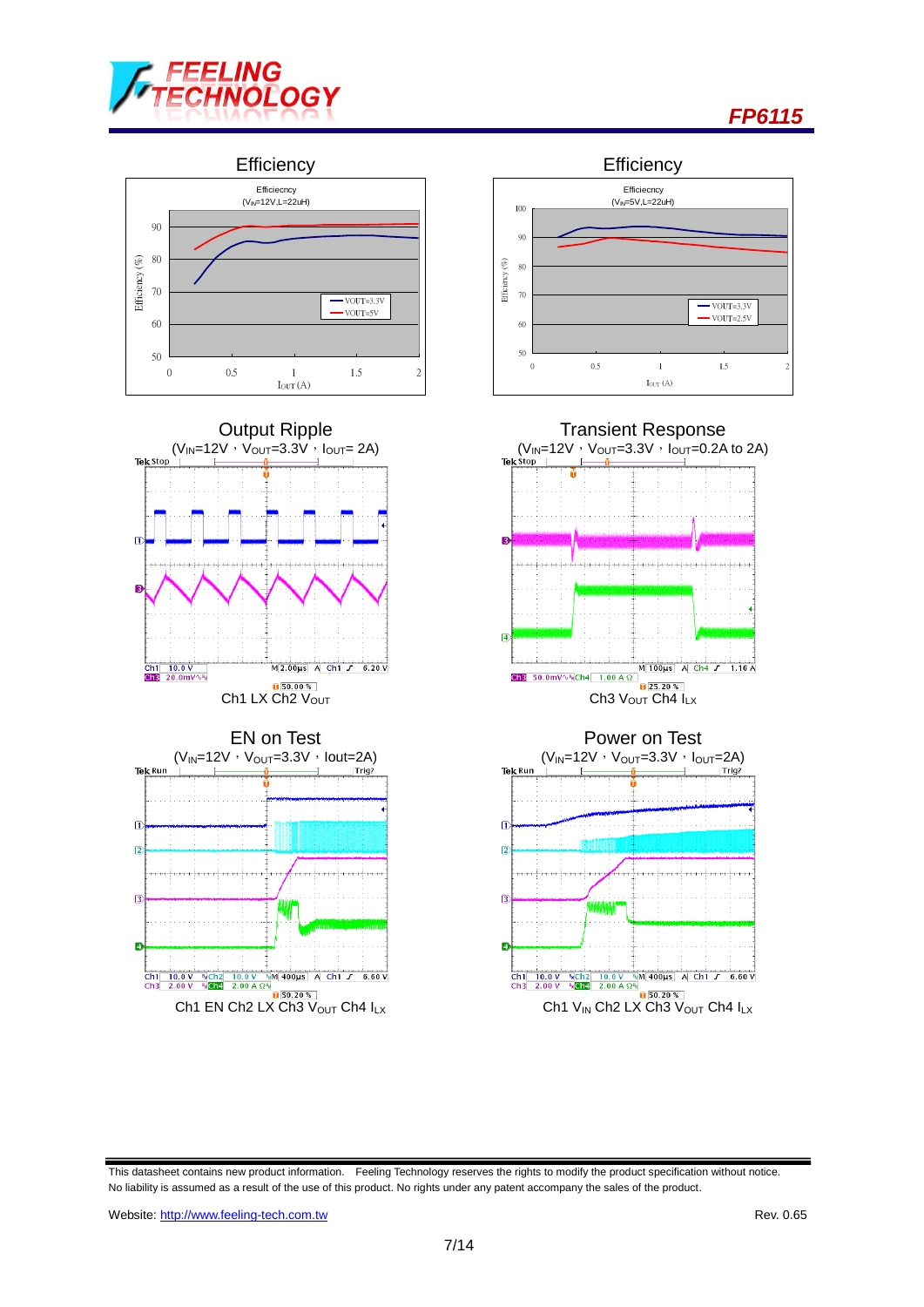## Efficiency

Efficiecncy ($V_{IN}$=12V,L=22uH)

## Efficiency

Efficiecncy ($V_{IN}$=5V,L=22uH)

## Output Ripple

($V_{IN}$=12V，$V_{OUT}$=3.3V，$I_{OUT}$= 2A)

Ch1 LX Ch2 $V_{OUT}$

## Transient Response

($V_{IN}$=12V，$V_{OUT}$=3.3V，$I_{OUT}$=0.2A to 2A)

Ch3 $V_{OUT}$ Ch4 $I_{LX}$

## EN on Test

($V_{IN}$=12V，$V_{OUT}$=3.3V，Iout=2A)

Ch1 EN Ch2 LX Ch3 $V_{OUT}$ Ch4 $I_{LX}$

## Power on Test

($V_{IN}$=12V，$V_{OUT}$=3.3V，$I_{OUT}$=2A)

Ch1 $V_{IN}$ Ch2 LX Ch3 $V_{OUT}$ Ch4 $I_{LX}$

This datasheet contains new product information. Feeling Technology reserves the rights to modify the product specification without notice. No liability is assumed as a result of the use of this product. No rights under any patent accompany the sales of the product.

Website: http://www.feeling-tech.com.tw Rev. 0.65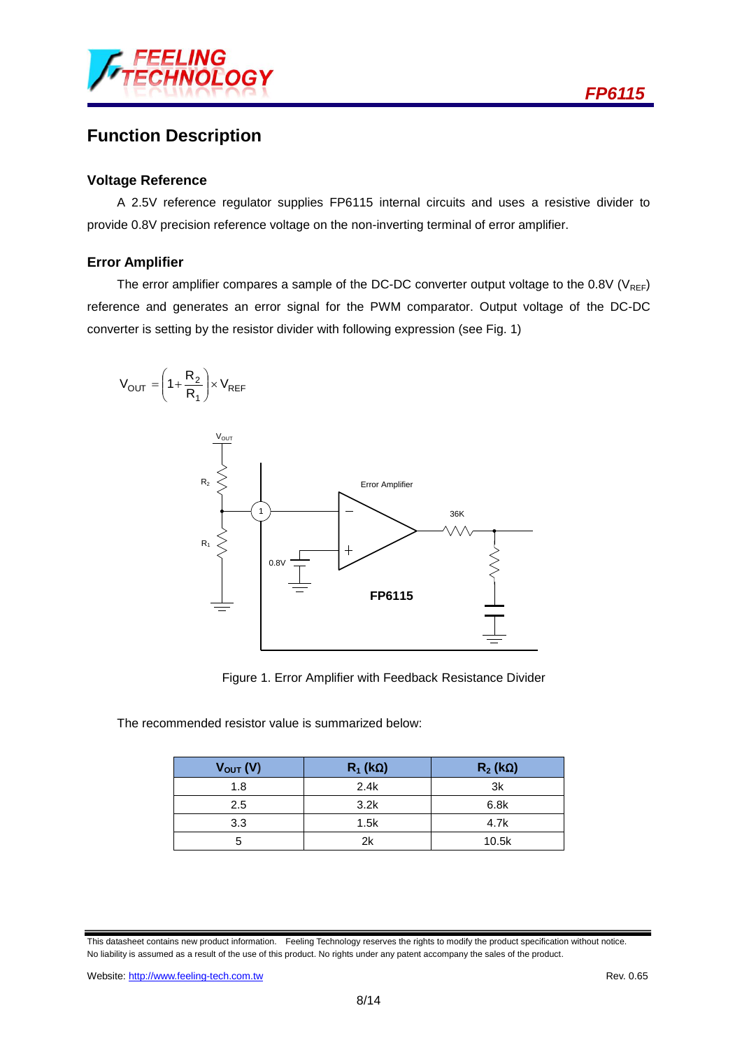## Function Description

### Voltage Reference

A 2.5V reference regulator supplies FP6115 internal circuits and uses a resistive divider to provide 0.8V precision reference voltage on the non-inverting terminal of error amplifier.

### Error Amplifier

The error amplifier compares a sample of the DC-DC converter output voltage to the 0.8V ($V_{REF}$) reference and generates an error signal for the PWM comparator. Output voltage of the DC-DC converter is setting by the resistor divider with following expression (see Fig. 1)

$$V_{OUT} = \left(1 + \frac{R_2}{R_1}\right) \times V_{REF}$$

Figure 1. Error Amplifier with Feedback Resistance Divider

The recommended resistor value is summarized below:

| $V_{OUT}$ (V) | $R_1$ (kΩ) | $R_2$ (kΩ) |
|---|---|---|
| 1.8 | 2.4k | 3k |
| 2.5 | 3.2k | 6.8k |
| 3.3 | 1.5k | 4.7k |
| 5 | 2k | 10.5k |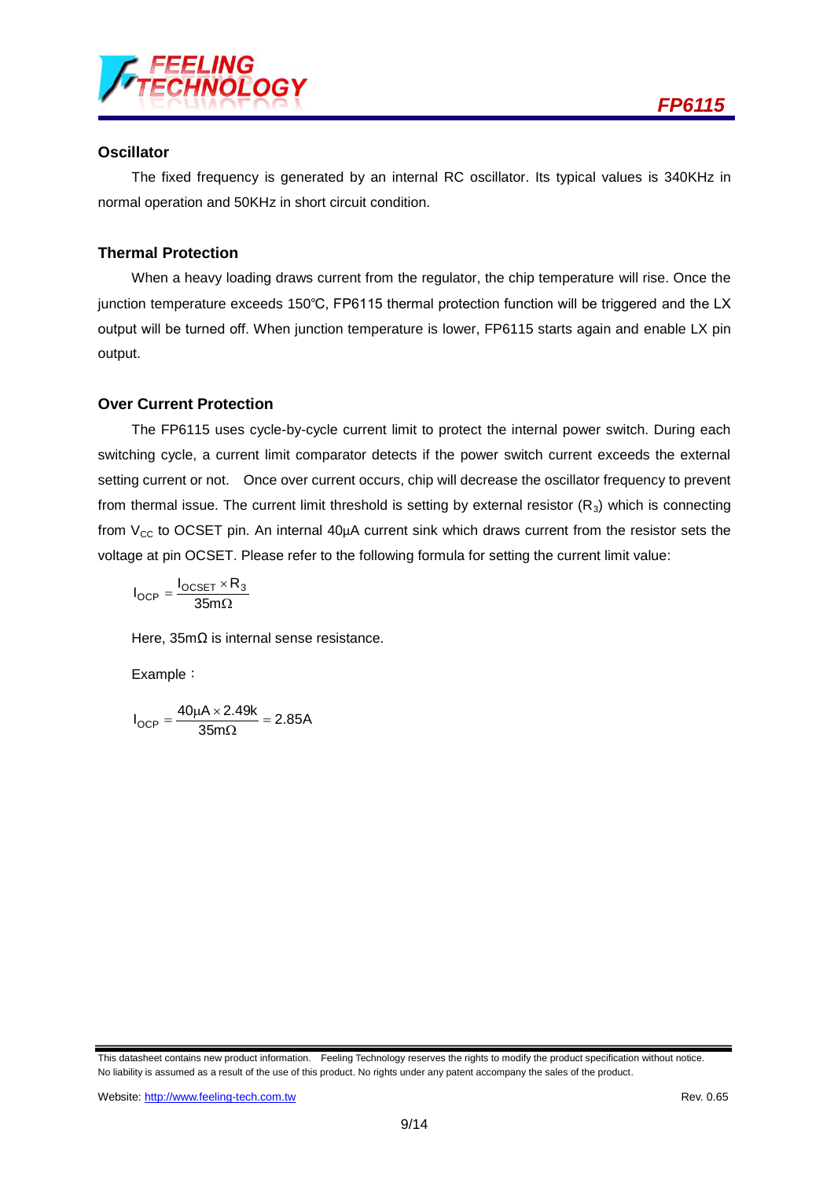### Oscillator

The fixed frequency is generated by an internal RC oscillator. Its typical values is 340KHz in normal operation and 50KHz in short circuit condition.

### Thermal Protection

When a heavy loading draws current from the regulator, the chip temperature will rise. Once the junction temperature exceeds 150℃, FP6115 thermal protection function will be triggered and the LX output will be turned off. When junction temperature is lower, FP6115 starts again and enable LX pin output.

### Over Current Protection

The FP6115 uses cycle-by-cycle current limit to protect the internal power switch. During each switching cycle, a current limit comparator detects if the power switch current exceeds the external setting current or not. Once over current occurs, chip will decrease the oscillator frequency to prevent from thermal issue. The current limit threshold is setting by external resistor ($R_3$) which is connecting from $V_{CC}$ to OCSET pin. An internal 40μA current sink which draws current from the resistor sets the voltage at pin OCSET. Please refer to the following formula for setting the current limit value:

$$I_{OCP} = \frac{I_{OCSET} \times R_3}{35m\Omega}$$

Here, 35mΩ is internal sense resistance.

Example：

$$I_{OCP} = \frac{40\mu A \times 2.49k}{35m\Omega} = 2.85A$$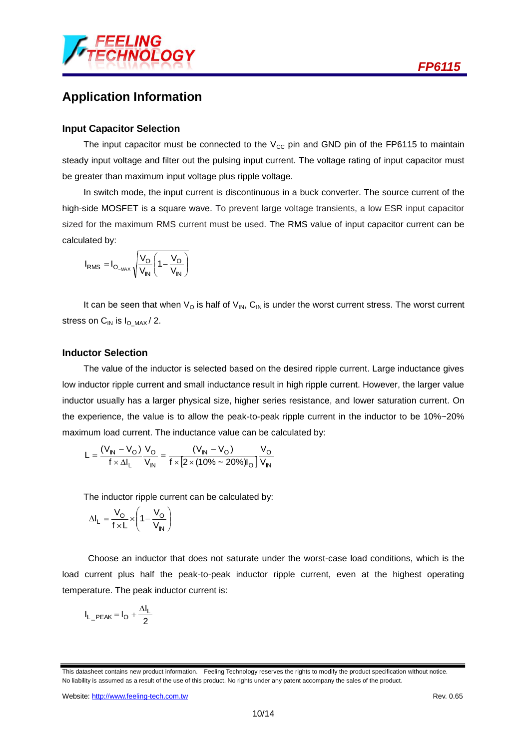## Application Information

### Input Capacitor Selection

The input capacitor must be connected to the $V_{CC}$ pin and GND pin of the FP6115 to maintain steady input voltage and filter out the pulsing input current. The voltage rating of input capacitor must be greater than maximum input voltage plus ripple voltage.

In switch mode, the input current is discontinuous in a buck converter. The source current of the high-side MOSFET is a square wave. To prevent large voltage transients, a low ESR input capacitor sized for the maximum RMS current must be used. The RMS value of input capacitor current can be calculated by:

$$I_{RMS} = I_{O\_MAX} \sqrt{\frac{V_O}{V_{IN}}\left(1 - \frac{V_O}{V_{IN}}\right)}$$

It can be seen that when $V_O$ is half of $V_{IN}$, $C_{IN}$ is under the worst current stress. The worst current stress on $C_{IN}$ is $I_{O\_MAX} / 2$.

### Inductor Selection

The value of the inductor is selected based on the desired ripple current. Large inductance gives low inductor ripple current and small inductance result in high ripple current. However, the larger value inductor usually has a larger physical size, higher series resistance, and lower saturation current. On the experience, the value is to allow the peak-to-peak ripple current in the inductor to be 10%~20% maximum load current. The inductance value can be calculated by:

$$L = \frac{(V_{IN} - V_O)}{f \times \Delta I_L} \frac{V_O}{V_{IN}} = \frac{(V_{IN} - V_O)}{f \times [2 \times (10\% \sim 20\%) I_O]} \frac{V_O}{V_{IN}}$$

The inductor ripple current can be calculated by:

$$\Delta I_L = \frac{V_O}{f \times L} \times \left(1 - \frac{V_O}{V_{IN}}\right)$$

Choose an inductor that does not saturate under the worst-case load conditions, which is the load current plus half the peak-to-peak inductor ripple current, even at the highest operating temperature. The peak inductor current is:

$$I_{L\_PEAK} = I_O + \frac{\Delta I_L}{2}$$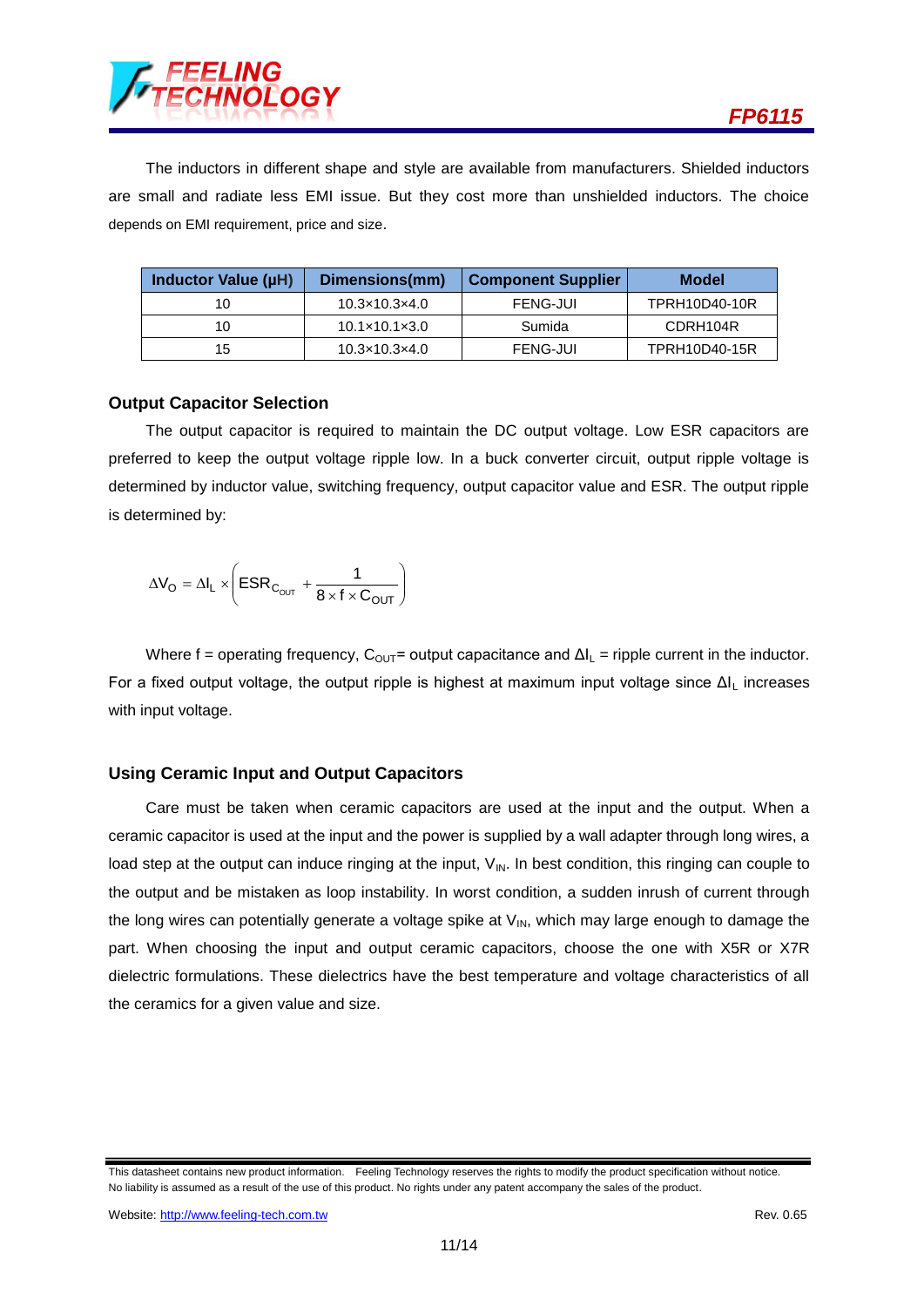The inductors in different shape and style are available from manufacturers. Shielded inductors are small and radiate less EMI issue. But they cost more than unshielded inductors. The choice depends on EMI requirement, price and size.

| Inductor Value (μH) | Dimensions(mm) | Component Supplier | Model |
|---|---|---|---|
| 10 | 10.3×10.3×4.0 | FENG-JUI | TPRH10D40-10R |
| 10 | 10.1×10.1×3.0 | Sumida | CDRH104R |
| 15 | 10.3×10.3×4.0 | FENG-JUI | TPRH10D40-15R |

### Output Capacitor Selection

The output capacitor is required to maintain the DC output voltage. Low ESR capacitors are preferred to keep the output voltage ripple low. In a buck converter circuit, output ripple voltage is determined by inductor value, switching frequency, output capacitor value and ESR. The output ripple is determined by:

$$\Delta V_O = \Delta I_L \times \left( ESR_{C_{OUT}} + \frac{1}{8 \times f \times C_{OUT}} \right)$$

Where f = operating frequency, $C_{OUT}$= output capacitance and $\Delta I_L$ = ripple current in the inductor. For a fixed output voltage, the output ripple is highest at maximum input voltage since $\Delta I_L$ increases with input voltage.

### Using Ceramic Input and Output Capacitors

Care must be taken when ceramic capacitors are used at the input and the output. When a ceramic capacitor is used at the input and the power is supplied by a wall adapter through long wires, a load step at the output can induce ringing at the input, $V_{IN}$. In best condition, this ringing can couple to the output and be mistaken as loop instability. In worst condition, a sudden inrush of current through the long wires can potentially generate a voltage spike at $V_{IN}$, which may large enough to damage the part. When choosing the input and output ceramic capacitors, choose the one with X5R or X7R dielectric formulations. These dielectrics have the best temperature and voltage characteristics of all the ceramics for a given value and size.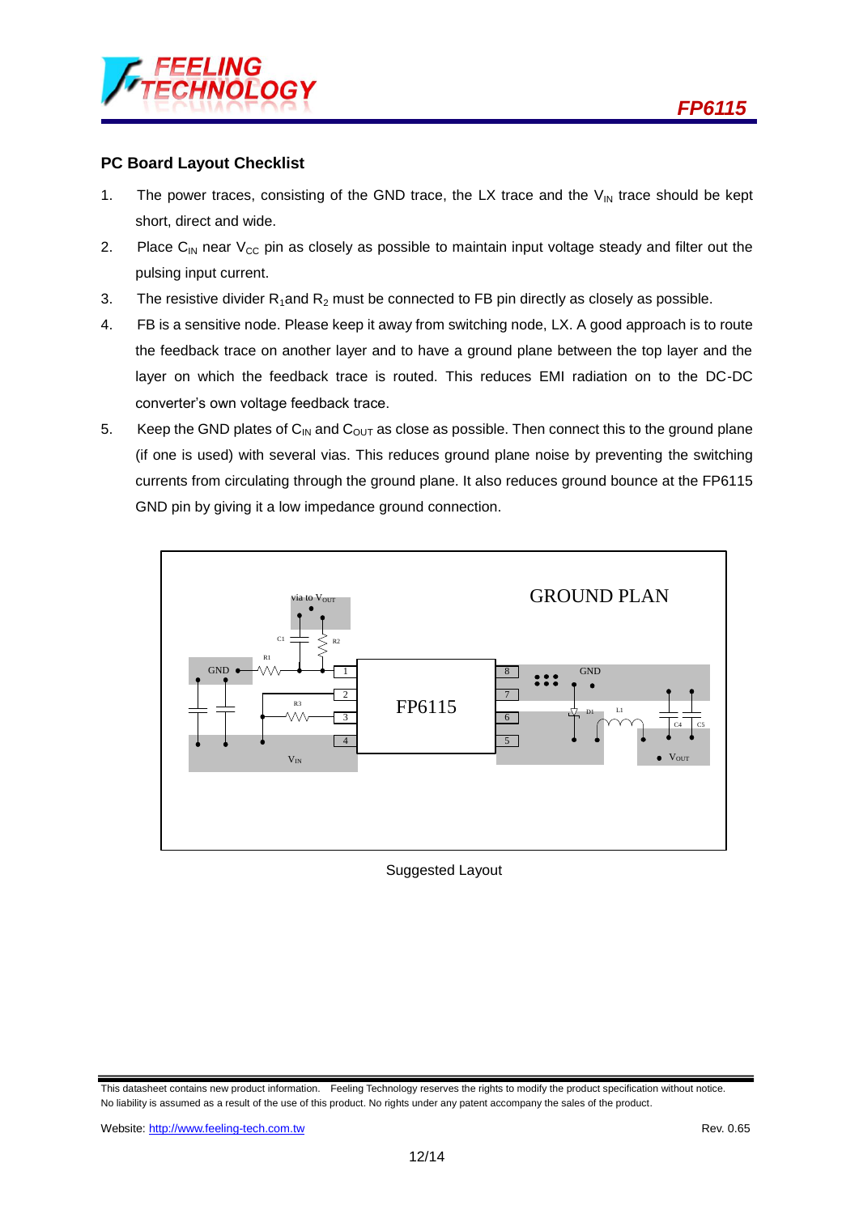## PC Board Layout Checklist

1. The power traces, consisting of the GND trace, the LX trace and the $V_{IN}$ trace should be kept short, direct and wide.
2. Place $C_{IN}$ near $V_{CC}$ pin as closely as possible to maintain input voltage steady and filter out the pulsing input current.
3. The resistive divider $R_1$and $R_2$ must be connected to FB pin directly as closely as possible.
4. FB is a sensitive node. Please keep it away from switching node, LX. A good approach is to route the feedback trace on another layer and to have a ground plane between the top layer and the layer on which the feedback trace is routed. This reduces EMI radiation on to the DC-DC converter's own voltage feedback trace.
5. Keep the GND plates of $C_{IN}$ and $C_{OUT}$ as close as possible. Then connect this to the ground plane (if one is used) with several vias. This reduces ground plane noise by preventing the switching currents from circulating through the ground plane. It also reduces ground bounce at the FP6115 GND pin by giving it a low impedance ground connection.

GROUND PLAN

via to $V_{OUT}$, C1, R2, R1, GND, R3, $V_{IN}$, FP6115, 1, 2, 3, 4, 5, 6, 7, 8, GND, D1, L1, C4, C5, $V_{OUT}$

Suggested Layout

This datasheet contains new product information. Feeling Technology reserves the rights to modify the product specification without notice. No liability is assumed as a result of the use of this product. No rights under any patent accompany the sales of the product.

Website: http://www.feeling-tech.com.tw Rev. 0.65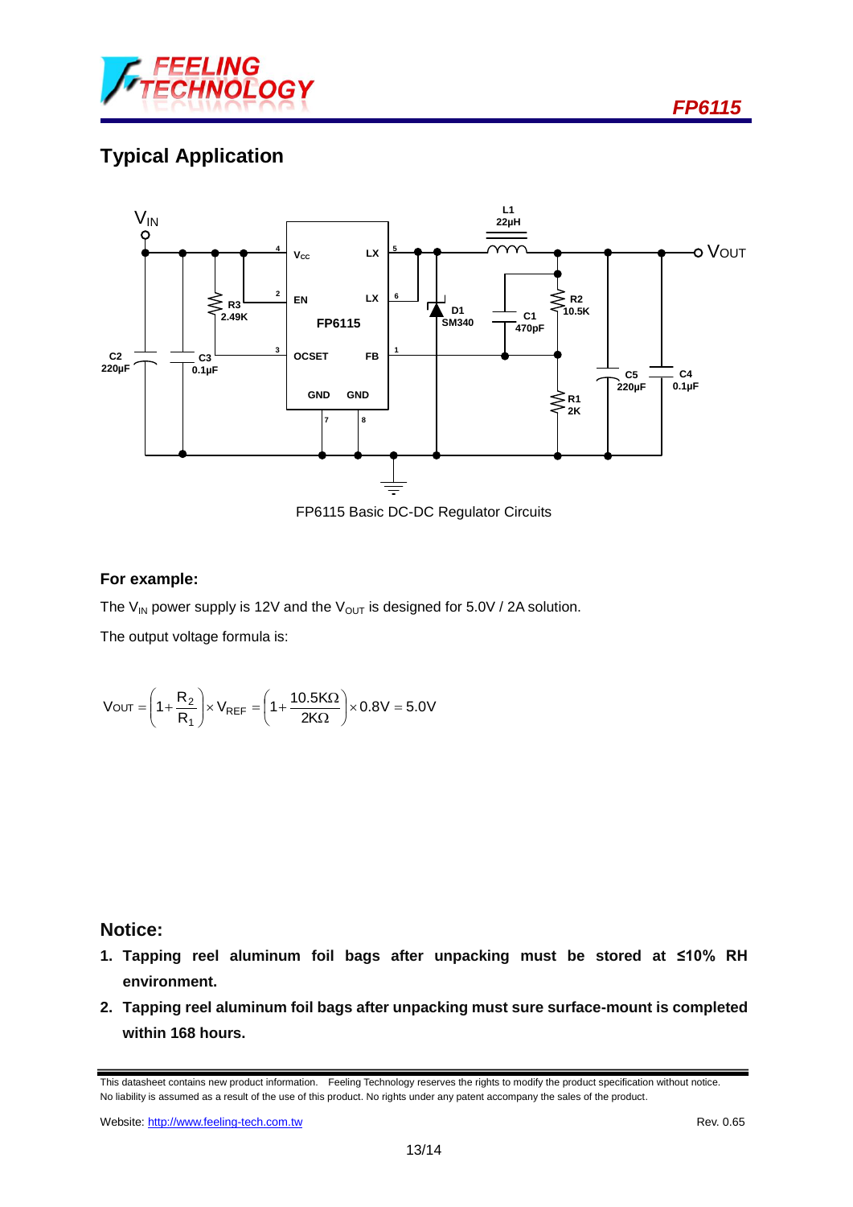## Typical Application

FP6115 Basic DC-DC Regulator Circuits

**For example:**

The $V_{IN}$ power supply is 12V and the $V_{OUT}$ is designed for 5.0V / 2A solution.

The output voltage formula is:

$$V_{OUT} = \left(1 + \frac{R_2}{R_1}\right) \times V_{REF} = \left(1 + \frac{10.5K\Omega}{2K\Omega}\right) \times 0.8V = 5.0V$$

## Notice:

1. **Tapping reel aluminum foil bags after unpacking must be stored at ≤10% RH environment.**
2. **Tapping reel aluminum foil bags after unpacking must sure surface-mount is completed within 168 hours.**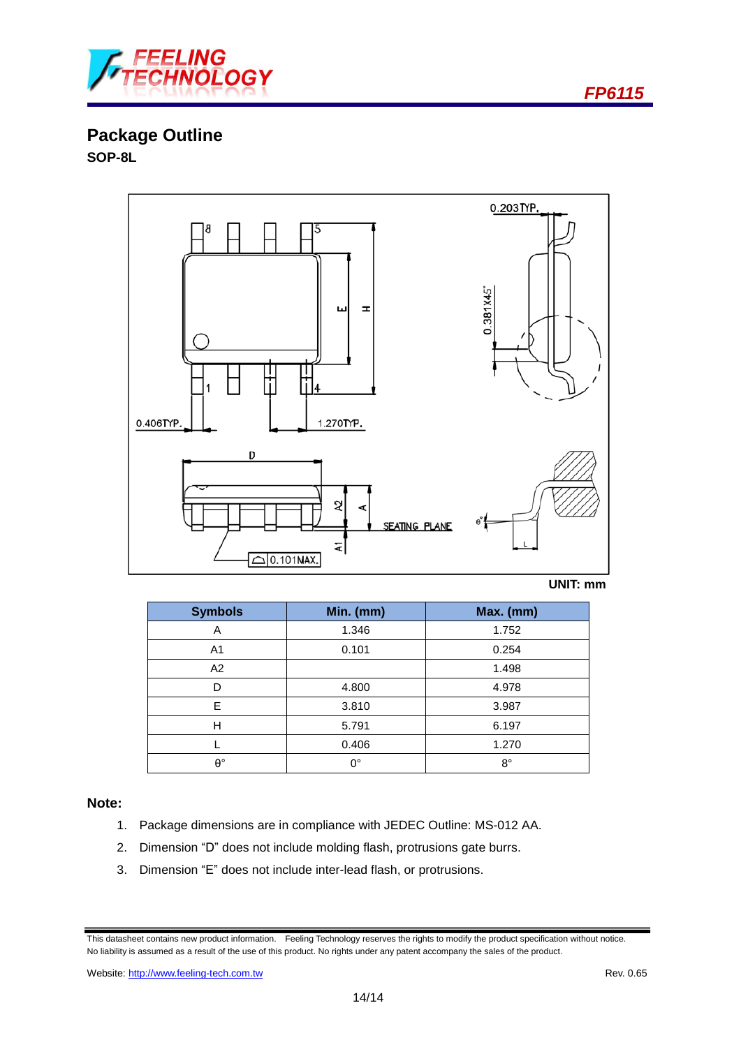## Package Outline

**SOP-8L**

0.203TYP.

0.381X45°

8

5

E

H

1

4

0.406TYP.

1.270TYP.

D

A2

A

SEATING PLANE

θ°

L

A1

0.101MAX.

**UNIT: mm**

| Symbols | Min. (mm) | Max. (mm) |
|---|---|---|
| A | 1.346 | 1.752 |
| A1 | 0.101 | 0.254 |
| A2 | | 1.498 |
| D | 4.800 | 4.978 |
| E | 3.810 | 3.987 |
| H | 5.791 | 6.197 |
| L | 0.406 | 1.270 |
| θ° | 0° | 8° |

**Note:**

1. Package dimensions are in compliance with JEDEC Outline: MS-012 AA.
2. Dimension "D" does not include molding flash, protrusions gate burrs.
3. Dimension "E" does not include inter-lead flash, or protrusions.